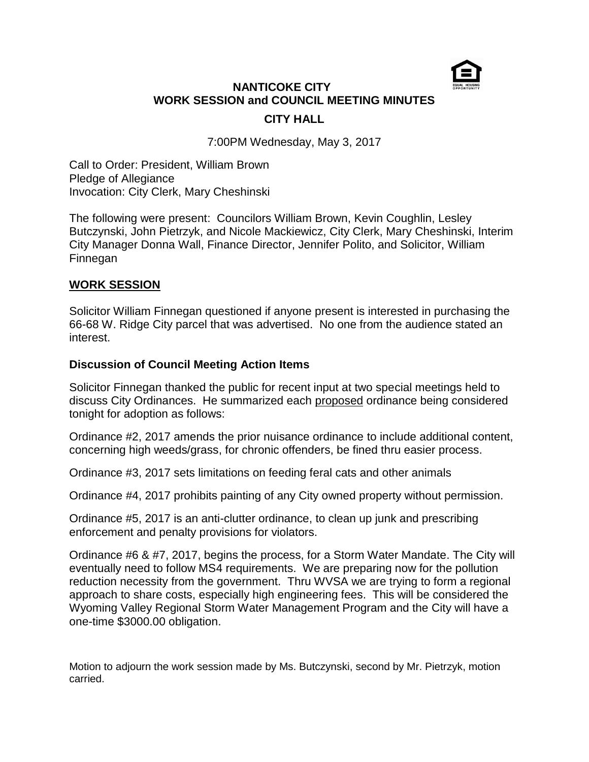# NANTICOKE CITY
## WORK SESSION and COUNCIL MEETING MINUTES
### CITY HALL

7:00PM Wednesday, May 3, 2017

Call to Order: President, William Brown
Pledge of Allegiance
Invocation: City Clerk, Mary Cheshinski

The following were present: Councilors William Brown, Kevin Coughlin, Lesley Butczynski, John Pietrzyk, and Nicole Mackiewicz, City Clerk, Mary Cheshinski, Interim City Manager Donna Wall, Finance Director, Jennifer Polito, and Solicitor, William Finnegan

## WORK SESSION

Solicitor William Finnegan questioned if anyone present is interested in purchasing the 66-68 W. Ridge City parcel that was advertised. No one from the audience stated an interest.

### Discussion of Council Meeting Action Items

Solicitor Finnegan thanked the public for recent input at two special meetings held to discuss City Ordinances. He summarized each proposed ordinance being considered tonight for adoption as follows:

Ordinance #2, 2017 amends the prior nuisance ordinance to include additional content, concerning high weeds/grass, for chronic offenders, be fined thru easier process.

Ordinance #3, 2017 sets limitations on feeding feral cats and other animals

Ordinance #4, 2017 prohibits painting of any City owned property without permission.

Ordinance #5, 2017 is an anti-clutter ordinance, to clean up junk and prescribing enforcement and penalty provisions for violators.

Ordinance #6 & #7, 2017, begins the process, for a Storm Water Mandate. The City will eventually need to follow MS4 requirements. We are preparing now for the pollution reduction necessity from the government. Thru WVSA we are trying to form a regional approach to share costs, especially high engineering fees. This will be considered the Wyoming Valley Regional Storm Water Management Program and the City will have a one-time $3000.00 obligation.

Motion to adjourn the work session made by Ms. Butczynski, second by Mr. Pietrzyk, motion carried.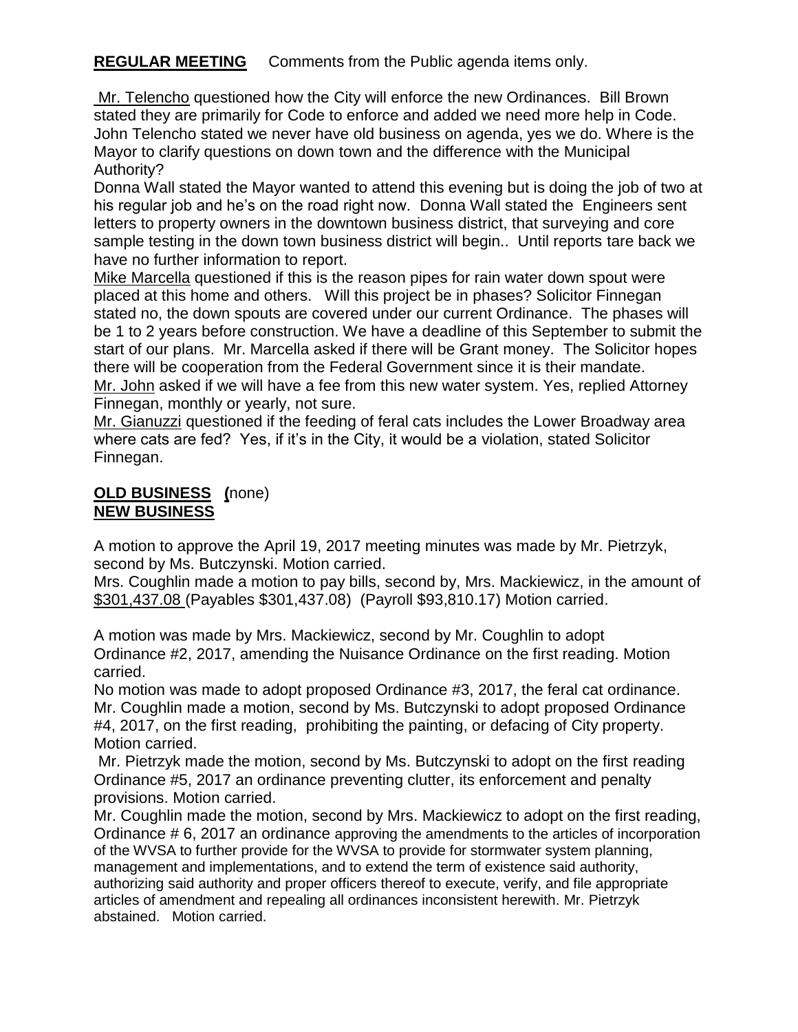**REGULAR MEETING** Comments from the Public agenda items only.

Mr. Telencho questioned how the City will enforce the new Ordinances. Bill Brown stated they are primarily for Code to enforce and added we need more help in Code. John Telencho stated we never have old business on agenda, yes we do. Where is the Mayor to clarify questions on down town and the difference with the Municipal Authority?

Donna Wall stated the Mayor wanted to attend this evening but is doing the job of two at his regular job and he's on the road right now. Donna Wall stated the Engineers sent letters to property owners in the downtown business district, that surveying and core sample testing in the down town business district will begin.. Until reports tare back we have no further information to report.

Mike Marcella questioned if this is the reason pipes for rain water down spout were placed at this home and others. Will this project be in phases? Solicitor Finnegan stated no, the down spouts are covered under our current Ordinance. The phases will be 1 to 2 years before construction. We have a deadline of this September to submit the start of our plans. Mr. Marcella asked if there will be Grant money. The Solicitor hopes there will be cooperation from the Federal Government since it is their mandate.

Mr. John asked if we will have a fee from this new water system. Yes, replied Attorney Finnegan, monthly or yearly, not sure.

Mr. Gianuzzi questioned if the feeding of feral cats includes the Lower Broadway area where cats are fed? Yes, if it's in the City, it would be a violation, stated Solicitor Finnegan.

**OLD BUSINESS (**none)

**NEW BUSINESS**

A motion to approve the April 19, 2017 meeting minutes was made by Mr. Pietrzyk, second by Ms. Butczynski. Motion carried.

Mrs. Coughlin made a motion to pay bills, second by, Mrs. Mackiewicz, in the amount of $301,437.08 (Payables $301,437.08) (Payroll $93,810.17) Motion carried.

A motion was made by Mrs. Mackiewicz, second by Mr. Coughlin to adopt Ordinance #2, 2017, amending the Nuisance Ordinance on the first reading. Motion carried.

No motion was made to adopt proposed Ordinance #3, 2017, the feral cat ordinance.

Mr. Coughlin made a motion, second by Ms. Butczynski to adopt proposed Ordinance #4, 2017, on the first reading, prohibiting the painting, or defacing of City property. Motion carried.

Mr. Pietrzyk made the motion, second by Ms. Butczynski to adopt on the first reading Ordinance #5, 2017 an ordinance preventing clutter, its enforcement and penalty provisions. Motion carried.

Mr. Coughlin made the motion, second by Mrs. Mackiewicz to adopt on the first reading, Ordinance # 6, 2017 an ordinance approving the amendments to the articles of incorporation of the WVSA to further provide for the WVSA to provide for stormwater system planning, management and implementations, and to extend the term of existence said authority, authorizing said authority and proper officers thereof to execute, verify, and file appropriate articles of amendment and repealing all ordinances inconsistent herewith. Mr. Pietrzyk abstained. Motion carried.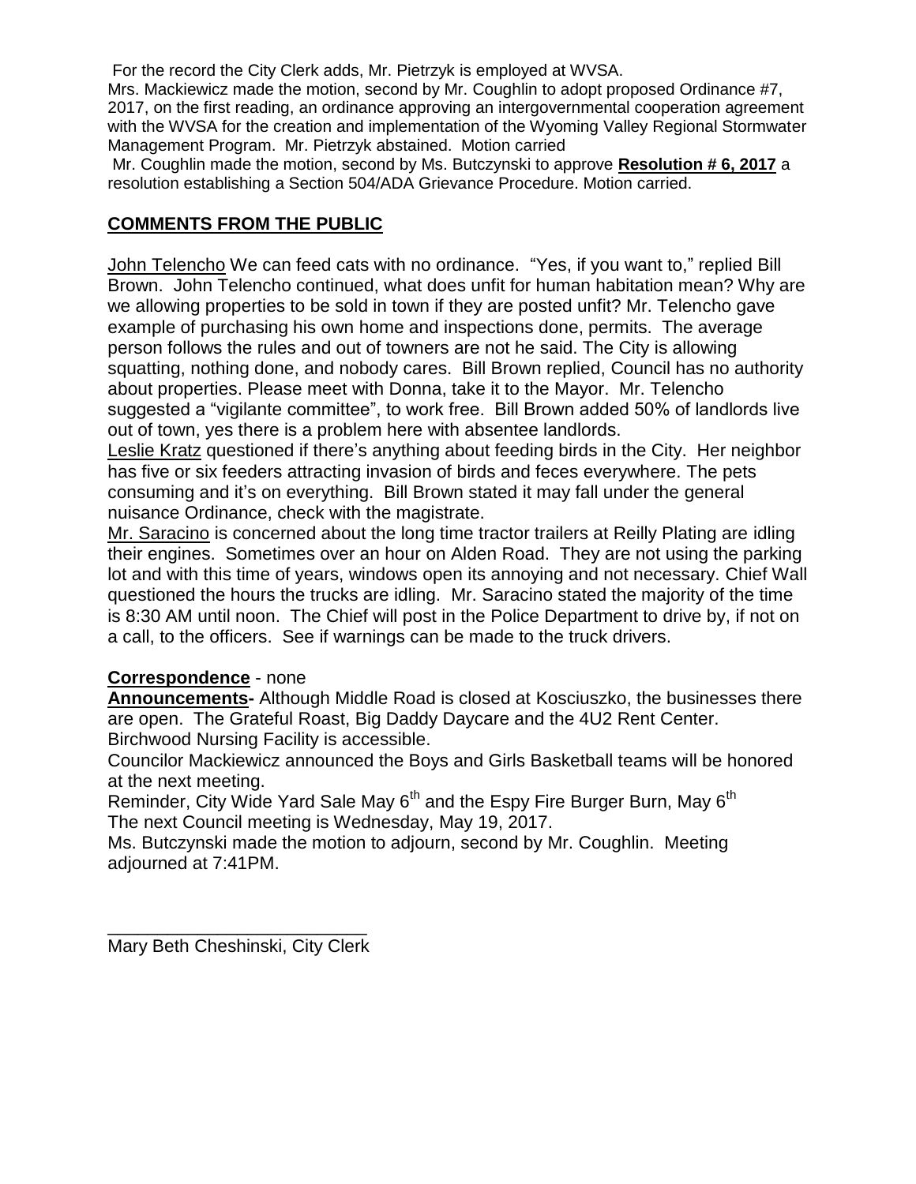For the record the City Clerk adds, Mr. Pietrzyk is employed at WVSA.

Mrs. Mackiewicz made the motion, second by Mr. Coughlin to adopt proposed Ordinance #7, 2017, on the first reading, an ordinance approving an intergovernmental cooperation agreement with the WVSA for the creation and implementation of the Wyoming Valley Regional Stormwater Management Program. Mr. Pietrzyk abstained. Motion carried

Mr. Coughlin made the motion, second by Ms. Butczynski to approve **Resolution # 6, 2017** a resolution establishing a Section 504/ADA Grievance Procedure. Motion carried.

## COMMENTS FROM THE PUBLIC

John Telencho We can feed cats with no ordinance. "Yes, if you want to," replied Bill Brown. John Telencho continued, what does unfit for human habitation mean? Why are we allowing properties to be sold in town if they are posted unfit? Mr. Telencho gave example of purchasing his own home and inspections done, permits. The average person follows the rules and out of towners are not he said. The City is allowing squatting, nothing done, and nobody cares. Bill Brown replied, Council has no authority about properties. Please meet with Donna, take it to the Mayor. Mr. Telencho suggested a "vigilante committee", to work free. Bill Brown added 50% of landlords live out of town, yes there is a problem here with absentee landlords.

Leslie Kratz questioned if there's anything about feeding birds in the City. Her neighbor has five or six feeders attracting invasion of birds and feces everywhere. The pets consuming and it's on everything. Bill Brown stated it may fall under the general nuisance Ordinance, check with the magistrate.

Mr. Saracino is concerned about the long time tractor trailers at Reilly Plating are idling their engines. Sometimes over an hour on Alden Road. They are not using the parking lot and with this time of years, windows open its annoying and not necessary. Chief Wall questioned the hours the trucks are idling. Mr. Saracino stated the majority of the time is 8:30 AM until noon. The Chief will post in the Police Department to drive by, if not on a call, to the officers. See if warnings can be made to the truck drivers.

**Correspondence** - none

**Announcements-** Although Middle Road is closed at Kosciuszko, the businesses there are open. The Grateful Roast, Big Daddy Daycare and the 4U2 Rent Center. Birchwood Nursing Facility is accessible.

Councilor Mackiewicz announced the Boys and Girls Basketball teams will be honored at the next meeting.

Reminder, City Wide Yard Sale May 6th and the Espy Fire Burger Burn, May 6th

The next Council meeting is Wednesday, May 19, 2017.

Ms. Butczynski made the motion to adjourn, second by Mr. Coughlin. Meeting adjourned at 7:41PM.

\_\_\_\_\_\_\_\_\_\_\_\_\_\_\_\_\_\_\_\_\_\_\_\_\_\_

Mary Beth Cheshinski, City Clerk